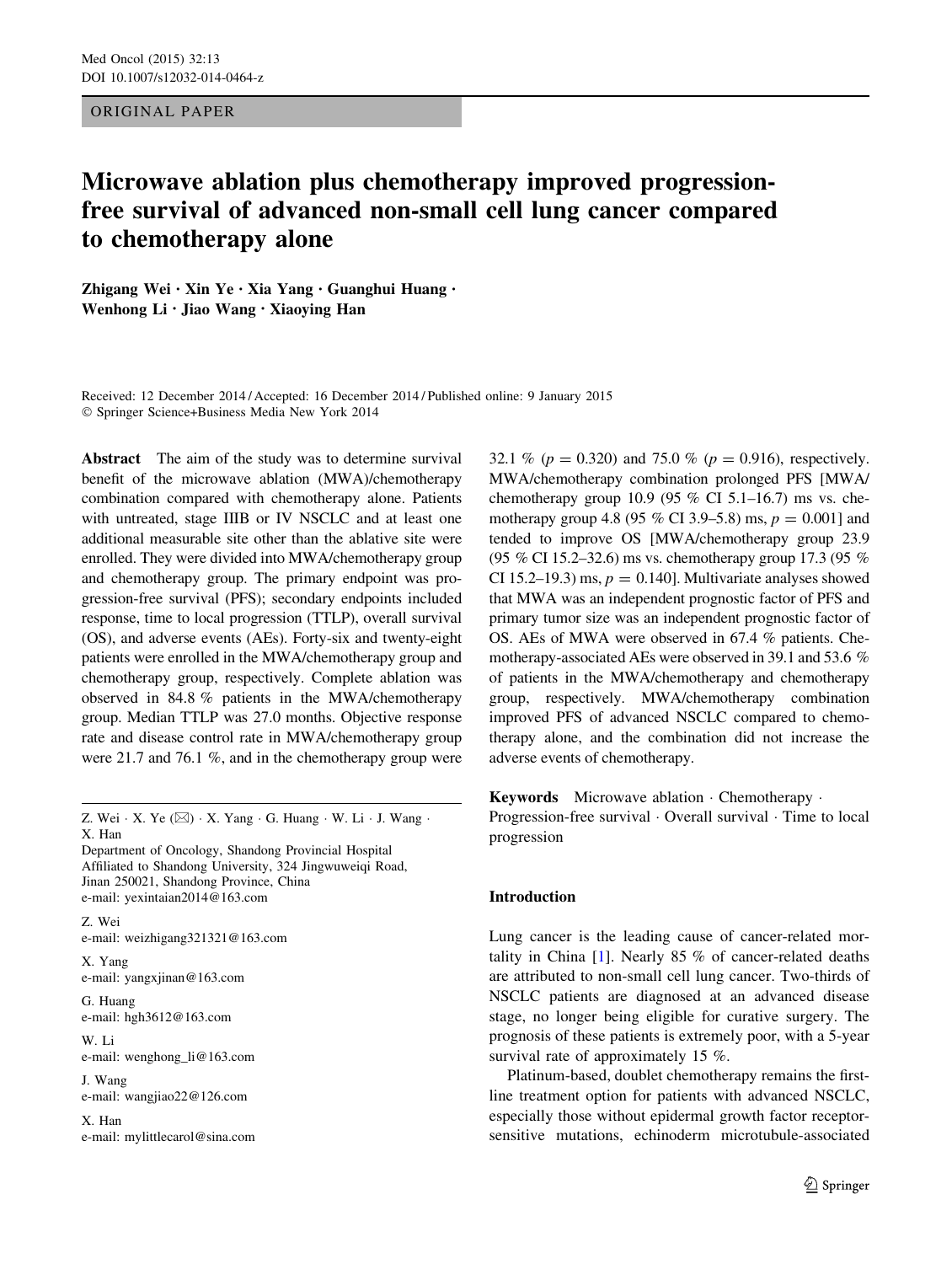ORIGINAL PAPER

# Microwave ablation plus chemotherapy improved progression-free survival of advanced non-small cell lung cancer compared to chemotherapy alone

**Zhigang Wei · Xin Ye · Xia Yang · Guanghui Huang · Wenhong Li · Jiao Wang · Xiaoying Han**

Received: 12 December 2014 / Accepted: 16 December 2014 / Published online: 9 January 2015
© Springer Science+Business Media New York 2014

**Abstract** The aim of the study was to determine survival benefit of the microwave ablation (MWA)/chemotherapy combination compared with chemotherapy alone. Patients with untreated, stage IIIB or IV NSCLC and at least one additional measurable site other than the ablative site were enrolled. They were divided into MWA/chemotherapy group and chemotherapy group. The primary endpoint was progression-free survival (PFS); secondary endpoints included response, time to local progression (TTLP), overall survival (OS), and adverse events (AEs). Forty-six and twenty-eight patients were enrolled in the MWA/chemotherapy group and chemotherapy group, respectively. Complete ablation was observed in 84.8 % patients in the MWA/chemotherapy group. Median TTLP was 27.0 months. Objective response rate and disease control rate in MWA/chemotherapy group were 21.7 and 76.1 %, and in the chemotherapy group were 32.1 % ($p = 0.320$) and 75.0 % ($p = 0.916$), respectively. MWA/chemotherapy combination prolonged PFS [MWA/chemotherapy group 10.9 (95 % CI 5.1–16.7) ms vs. chemotherapy group 4.8 (95 % CI 3.9–5.8) ms, $p = 0.001$] and tended to improve OS [MWA/chemotherapy group 23.9 (95 % CI 15.2–32.6) ms vs. chemotherapy group 17.3 (95 % CI 15.2–19.3) ms, $p = 0.140$]. Multivariate analyses showed that MWA was an independent prognostic factor of PFS and primary tumor size was an independent prognostic factor of OS. AEs of MWA were observed in 67.4 % patients. Chemotherapy-associated AEs were observed in 39.1 and 53.6 % of patients in the MWA/chemotherapy and chemotherapy group, respectively. MWA/chemotherapy combination improved PFS of advanced NSCLC compared to chemotherapy alone, and the combination did not increase the adverse events of chemotherapy.

**Keywords** Microwave ablation · Chemotherapy · Progression-free survival · Overall survival · Time to local progression

Z. Wei · X. Ye (✉) · X. Yang · G. Huang · W. Li · J. Wang · X. Han
Department of Oncology, Shandong Provincial Hospital Affiliated to Shandong University, 324 Jingwuweiqi Road, Jinan 250021, Shandong Province, China
e-mail: yexintaian2014@163.com

Z. Wei
e-mail: weizhigang321321@163.com

X. Yang
e-mail: yangxjinan@163.com

G. Huang
e-mail: hgh3612@163.com

W. Li
e-mail: wenghong_li@163.com

J. Wang
e-mail: wangjiao22@126.com

X. Han
e-mail: mylittlecarol@sina.com

## Introduction

Lung cancer is the leading cause of cancer-related mortality in China [1]. Nearly 85 % of cancer-related deaths are attributed to non-small cell lung cancer. Two-thirds of NSCLC patients are diagnosed at an advanced disease stage, no longer being eligible for curative surgery. The prognosis of these patients is extremely poor, with a 5-year survival rate of approximately 15 %.

Platinum-based, doublet chemotherapy remains the first-line treatment option for patients with advanced NSCLC, especially those without epidermal growth factor receptor-sensitive mutations, echinoderm microtubule-associated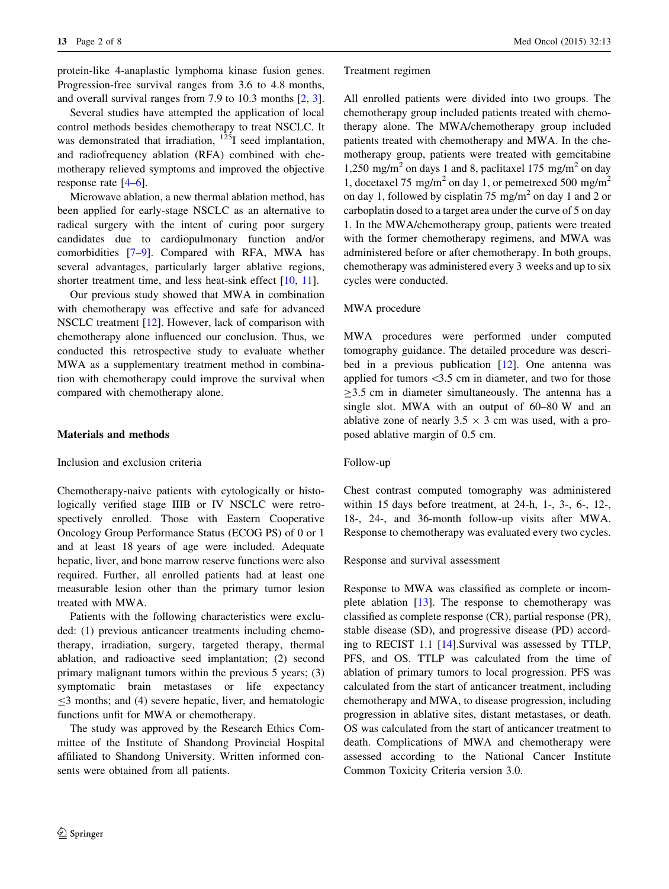protein-like 4-anaplastic lymphoma kinase fusion genes. Progression-free survival ranges from 3.6 to 4.8 months, and overall survival ranges from 7.9 to 10.3 months [2, 3].

Several studies have attempted the application of local control methods besides chemotherapy to treat NSCLC. It was demonstrated that irradiation, $^{125}$I seed implantation, and radiofrequency ablation (RFA) combined with chemotherapy relieved symptoms and improved the objective response rate [4–6].

Microwave ablation, a new thermal ablation method, has been applied for early-stage NSCLC as an alternative to radical surgery with the intent of curing poor surgery candidates due to cardiopulmonary function and/or comorbidities [7–9]. Compared with RFA, MWA has several advantages, particularly larger ablative regions, shorter treatment time, and less heat-sink effect [10, 11].

Our previous study showed that MWA in combination with chemotherapy was effective and safe for advanced NSCLC treatment [12]. However, lack of comparison with chemotherapy alone influenced our conclusion. Thus, we conducted this retrospective study to evaluate whether MWA as a supplementary treatment method in combination with chemotherapy could improve the survival when compared with chemotherapy alone.

## Materials and methods

### Inclusion and exclusion criteria

Chemotherapy-naive patients with cytologically or histologically verified stage IIIB or IV NSCLC were retrospectively enrolled. Those with Eastern Cooperative Oncology Group Performance Status (ECOG PS) of 0 or 1 and at least 18 years of age were included. Adequate hepatic, liver, and bone marrow reserve functions were also required. Further, all enrolled patients had at least one measurable lesion other than the primary tumor lesion treated with MWA.

Patients with the following characteristics were excluded: (1) previous anticancer treatments including chemotherapy, irradiation, surgery, targeted therapy, thermal ablation, and radioactive seed implantation; (2) second primary malignant tumors within the previous 5 years; (3) symptomatic brain metastases or life expectancy $\leq$3 months; and (4) severe hepatic, liver, and hematologic functions unfit for MWA or chemotherapy.

The study was approved by the Research Ethics Committee of the Institute of Shandong Provincial Hospital affiliated to Shandong University. Written informed consents were obtained from all patients.

### Treatment regimen

All enrolled patients were divided into two groups. The chemotherapy group included patients treated with chemotherapy alone. The MWA/chemotherapy group included patients treated with chemotherapy and MWA. In the chemotherapy group, patients were treated with gemcitabine 1,250 mg/m$^2$ on days 1 and 8, paclitaxel 175 mg/m$^2$ on day 1, docetaxel 75 mg/m$^2$ on day 1, or pemetrexed 500 mg/m$^2$ on day 1, followed by cisplatin 75 mg/m$^2$ on day 1 and 2 or carboplatin dosed to a target area under the curve of 5 on day 1. In the MWA/chemotherapy group, patients were treated with the former chemotherapy regimens, and MWA was administered before or after chemotherapy. In both groups, chemotherapy was administered every 3 weeks and up to six cycles were conducted.

### MWA procedure

MWA procedures were performed under computed tomography guidance. The detailed procedure was described in a previous publication [12]. One antenna was applied for tumors <3.5 cm in diameter, and two for those $\geq$3.5 cm in diameter simultaneously. The antenna has a single slot. MWA with an output of 60–80 W and an ablative zone of nearly $3.5 \times 3$ cm was used, with a proposed ablative margin of 0.5 cm.

### Follow-up

Chest contrast computed tomography was administered within 15 days before treatment, at 24-h, 1-, 3-, 6-, 12-, 18-, 24-, and 36-month follow-up visits after MWA. Response to chemotherapy was evaluated every two cycles.

### Response and survival assessment

Response to MWA was classified as complete or incomplete ablation [13]. The response to chemotherapy was classified as complete response (CR), partial response (PR), stable disease (SD), and progressive disease (PD) according to RECIST 1.1 [14].Survival was assessed by TTLP, PFS, and OS. TTLP was calculated from the time of ablation of primary tumors to local progression. PFS was calculated from the start of anticancer treatment, including chemotherapy and MWA, to disease progression, including progression in ablative sites, distant metastases, or death. OS was calculated from the start of anticancer treatment to death. Complications of MWA and chemotherapy were assessed according to the National Cancer Institute Common Toxicity Criteria version 3.0.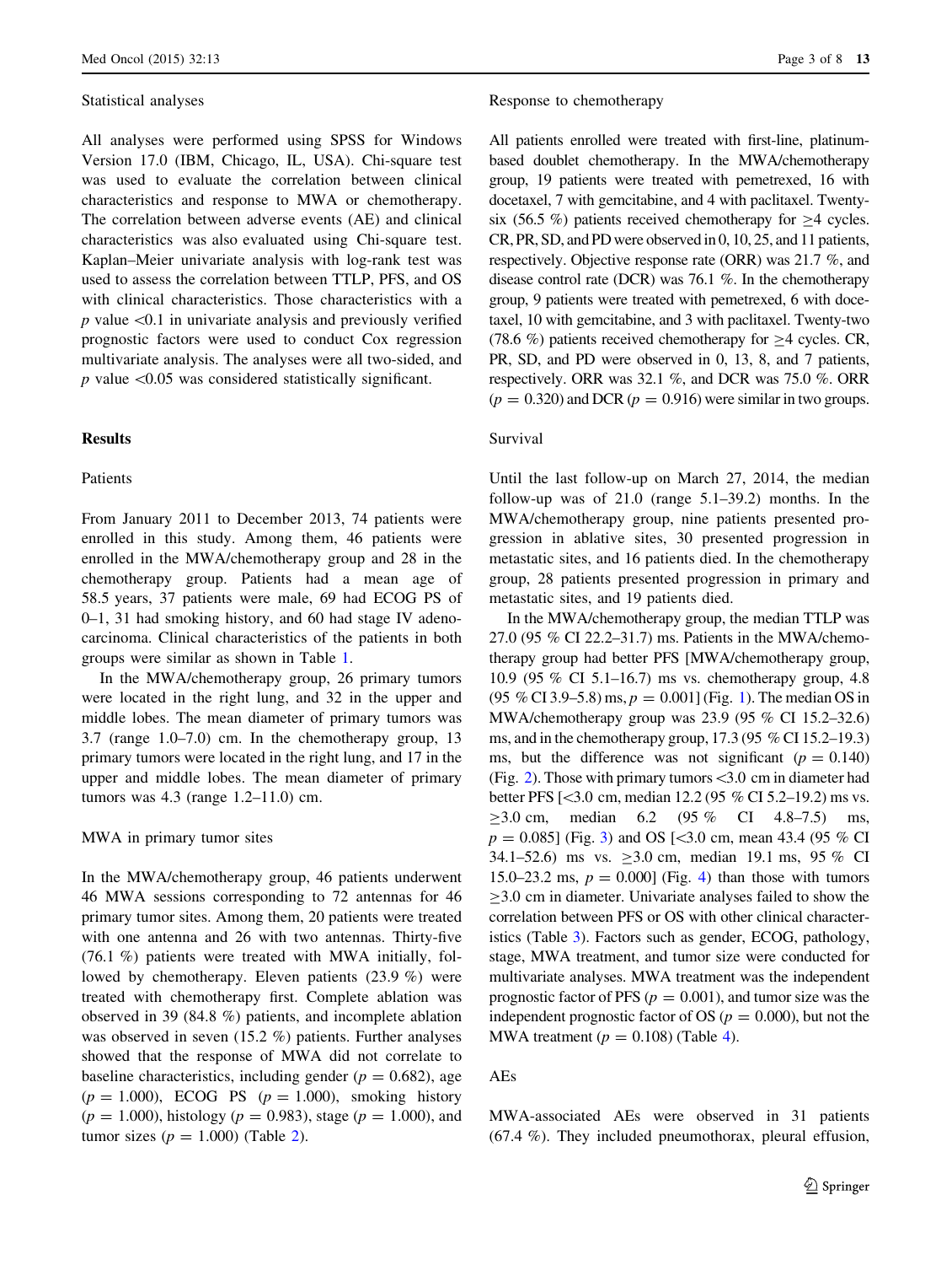### Statistical analyses

All analyses were performed using SPSS for Windows Version 17.0 (IBM, Chicago, IL, USA). Chi-square test was used to evaluate the correlation between clinical characteristics and response to MWA or chemotherapy. The correlation between adverse events (AE) and clinical characteristics was also evaluated using Chi-square test. Kaplan–Meier univariate analysis with log-rank test was used to assess the correlation between TTLP, PFS, and OS with clinical characteristics. Those characteristics with a $p$ value <0.1 in univariate analysis and previously verified prognostic factors were used to conduct Cox regression multivariate analysis. The analyses were all two-sided, and $p$ value <0.05 was considered statistically significant.

## Results

### Patients

From January 2011 to December 2013, 74 patients were enrolled in this study. Among them, 46 patients were enrolled in the MWA/chemotherapy group and 28 in the chemotherapy group. Patients had a mean age of 58.5 years, 37 patients were male, 69 had ECOG PS of 0–1, 31 had smoking history, and 60 had stage IV adenocarcinoma. Clinical characteristics of the patients in both groups were similar as shown in Table 1.

In the MWA/chemotherapy group, 26 primary tumors were located in the right lung, and 32 in the upper and middle lobes. The mean diameter of primary tumors was 3.7 (range 1.0–7.0) cm. In the chemotherapy group, 13 primary tumors were located in the right lung, and 17 in the upper and middle lobes. The mean diameter of primary tumors was 4.3 (range 1.2–11.0) cm.

### MWA in primary tumor sites

In the MWA/chemotherapy group, 46 patients underwent 46 MWA sessions corresponding to 72 antennas for 46 primary tumor sites. Among them, 20 patients were treated with one antenna and 26 with two antennas. Thirty-five (76.1 %) patients were treated with MWA initially, followed by chemotherapy. Eleven patients (23.9 %) were treated with chemotherapy first. Complete ablation was observed in 39 (84.8 %) patients, and incomplete ablation was observed in seven (15.2 %) patients. Further analyses showed that the response of MWA did not correlate to baseline characteristics, including gender ($p = 0.682$), age ($p = 1.000$), ECOG PS ($p = 1.000$), smoking history ($p = 1.000$), histology ($p = 0.983$), stage ($p = 1.000$), and tumor sizes ($p = 1.000$) (Table 2).

### Response to chemotherapy

All patients enrolled were treated with first-line, platinum-based doublet chemotherapy. In the MWA/chemotherapy group, 19 patients were treated with pemetrexed, 16 with docetaxel, 7 with gemcitabine, and 4 with paclitaxel. Twenty-six (56.5 %) patients received chemotherapy for ≥4 cycles. CR, PR, SD, and PD were observed in 0, 10, 25, and 11 patients, respectively. Objective response rate (ORR) was 21.7 %, and disease control rate (DCR) was 76.1 %. In the chemotherapy group, 9 patients were treated with pemetrexed, 6 with docetaxel, 10 with gemcitabine, and 3 with paclitaxel. Twenty-two (78.6 %) patients received chemotherapy for ≥4 cycles. CR, PR, SD, and PD were observed in 0, 13, 8, and 7 patients, respectively. ORR was 32.1 %, and DCR was 75.0 %. ORR ($p = 0.320$) and DCR ($p = 0.916$) were similar in two groups.

### Survival

Until the last follow-up on March 27, 2014, the median follow-up was of 21.0 (range 5.1–39.2) months. In the MWA/chemotherapy group, nine patients presented progression in ablative sites, 30 presented progression in metastatic sites, and 16 patients died. In the chemotherapy group, 28 patients presented progression in primary and metastatic sites, and 19 patients died.

In the MWA/chemotherapy group, the median TTLP was 27.0 (95 % CI 22.2–31.7) ms. Patients in the MWA/chemotherapy group had better PFS [MWA/chemotherapy group, 10.9 (95 % CI 5.1–16.7) ms vs. chemotherapy group, 4.8 (95 % CI 3.9–5.8) ms, $p = 0.001$] (Fig. 1). The median OS in MWA/chemotherapy group was 23.9 (95 % CI 15.2–32.6) ms, and in the chemotherapy group, 17.3 (95 % CI 15.2–19.3) ms, but the difference was not significant ($p = 0.140$) (Fig. 2). Those with primary tumors <3.0 cm in diameter had better PFS [<3.0 cm, median 12.2 (95 % CI 5.2–19.2) ms vs. ≥3.0 cm, median 6.2 (95 % CI 4.8–7.5) ms, $p = 0.085$] (Fig. 3) and OS [<3.0 cm, mean 43.4 (95 % CI 34.1–52.6) ms vs. ≥3.0 cm, median 19.1 ms, 95 % CI 15.0–23.2 ms, $p = 0.000$] (Fig. 4) than those with tumors ≥3.0 cm in diameter. Univariate analyses failed to show the correlation between PFS or OS with other clinical characteristics (Table 3). Factors such as gender, ECOG, pathology, stage, MWA treatment, and tumor size were conducted for multivariate analyses. MWA treatment was the independent prognostic factor of PFS ($p = 0.001$), and tumor size was the independent prognostic factor of OS ($p = 0.000$), but not the MWA treatment ($p = 0.108$) (Table 4).

### AEs

MWA-associated AEs were observed in 31 patients (67.4 %). They included pneumothorax, pleural effusion,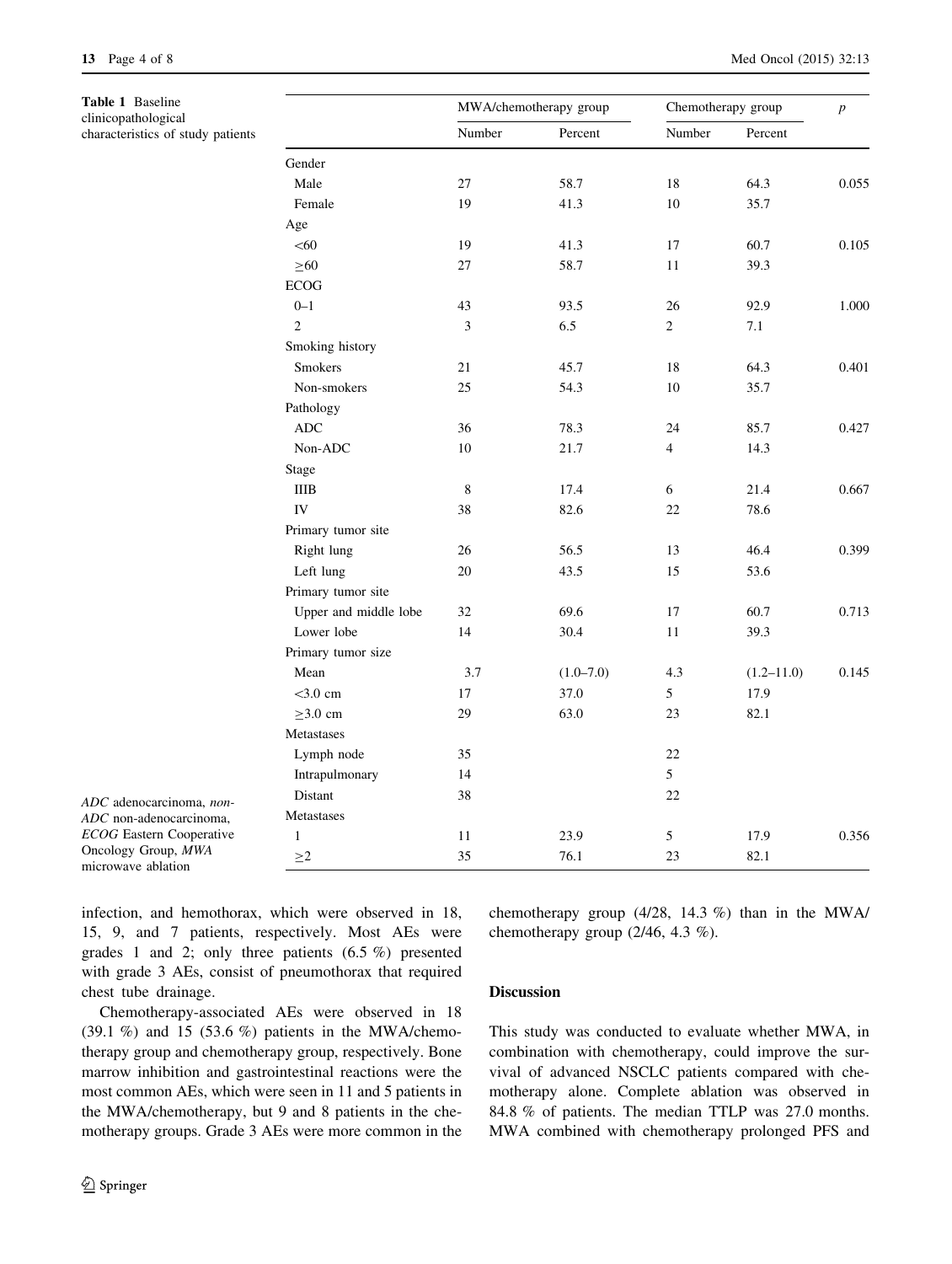**Table 1** Baseline clinicopathological characteristics of study patients

| | MWA/chemotherapy group | | Chemotherapy group | | *p* |
|---|---|---|---|---|---|
| | Number | Percent | Number | Percent | |
| Gender | | | | | |
| Male | 27 | 58.7 | 18 | 64.3 | 0.055 |
| Female | 19 | 41.3 | 10 | 35.7 | |
| Age | | | | | |
| <60 | 19 | 41.3 | 17 | 60.7 | 0.105 |
| ≥60 | 27 | 58.7 | 11 | 39.3 | |
| ECOG | | | | | |
| 0–1 | 43 | 93.5 | 26 | 92.9 | 1.000 |
| 2 | 3 | 6.5 | 2 | 7.1 | |
| Smoking history | | | | | |
| Smokers | 21 | 45.7 | 18 | 64.3 | 0.401 |
| Non-smokers | 25 | 54.3 | 10 | 35.7 | |
| Pathology | | | | | |
| ADC | 36 | 78.3 | 24 | 85.7 | 0.427 |
| Non-ADC | 10 | 21.7 | 4 | 14.3 | |
| Stage | | | | | |
| IIIB | 8 | 17.4 | 6 | 21.4 | 0.667 |
| IV | 38 | 82.6 | 22 | 78.6 | |
| Primary tumor site | | | | | |
| Right lung | 26 | 56.5 | 13 | 46.4 | 0.399 |
| Left lung | 20 | 43.5 | 15 | 53.6 | |
| Primary tumor site | | | | | |
| Upper and middle lobe | 32 | 69.6 | 17 | 60.7 | 0.713 |
| Lower lobe | 14 | 30.4 | 11 | 39.3 | |
| Primary tumor size | | | | | |
| Mean | 3.7 | (1.0–7.0) | 4.3 | (1.2–11.0) | 0.145 |
| <3.0 cm | 17 | 37.0 | 5 | 17.9 | |
| ≥3.0 cm | 29 | 63.0 | 23 | 82.1 | |
| Metastases | | | | | |
| Lymph node | 35 | | 22 | | |
| Intrapulmonary | 14 | | 5 | | |
| Distant | 38 | | 22 | | |
| Metastases | | | | | |
| 1 | 11 | 23.9 | 5 | 17.9 | 0.356 |
| ≥2 | 35 | 76.1 | 23 | 82.1 | |

*ADC* adenocarcinoma, *non-ADC* non-adenocarcinoma, *ECOG* Eastern Cooperative Oncology Group, *MWA* microwave ablation

infection, and hemothorax, which were observed in 18, 15, 9, and 7 patients, respectively. Most AEs were grades 1 and 2; only three patients (6.5 %) presented with grade 3 AEs, consist of pneumothorax that required chest tube drainage.

Chemotherapy-associated AEs were observed in 18 (39.1 %) and 15 (53.6 %) patients in the MWA/chemotherapy group and chemotherapy group, respectively. Bone marrow inhibition and gastrointestinal reactions were the most common AEs, which were seen in 11 and 5 patients in the MWA/chemotherapy, but 9 and 8 patients in the chemotherapy groups. Grade 3 AEs were more common in the chemotherapy group (4/28, 14.3 %) than in the MWA/chemotherapy group (2/46, 4.3 %).

## Discussion

This study was conducted to evaluate whether MWA, in combination with chemotherapy, could improve the survival of advanced NSCLC patients compared with chemotherapy alone. Complete ablation was observed in 84.8 % of patients. The median TTLP was 27.0 months. MWA combined with chemotherapy prolonged PFS and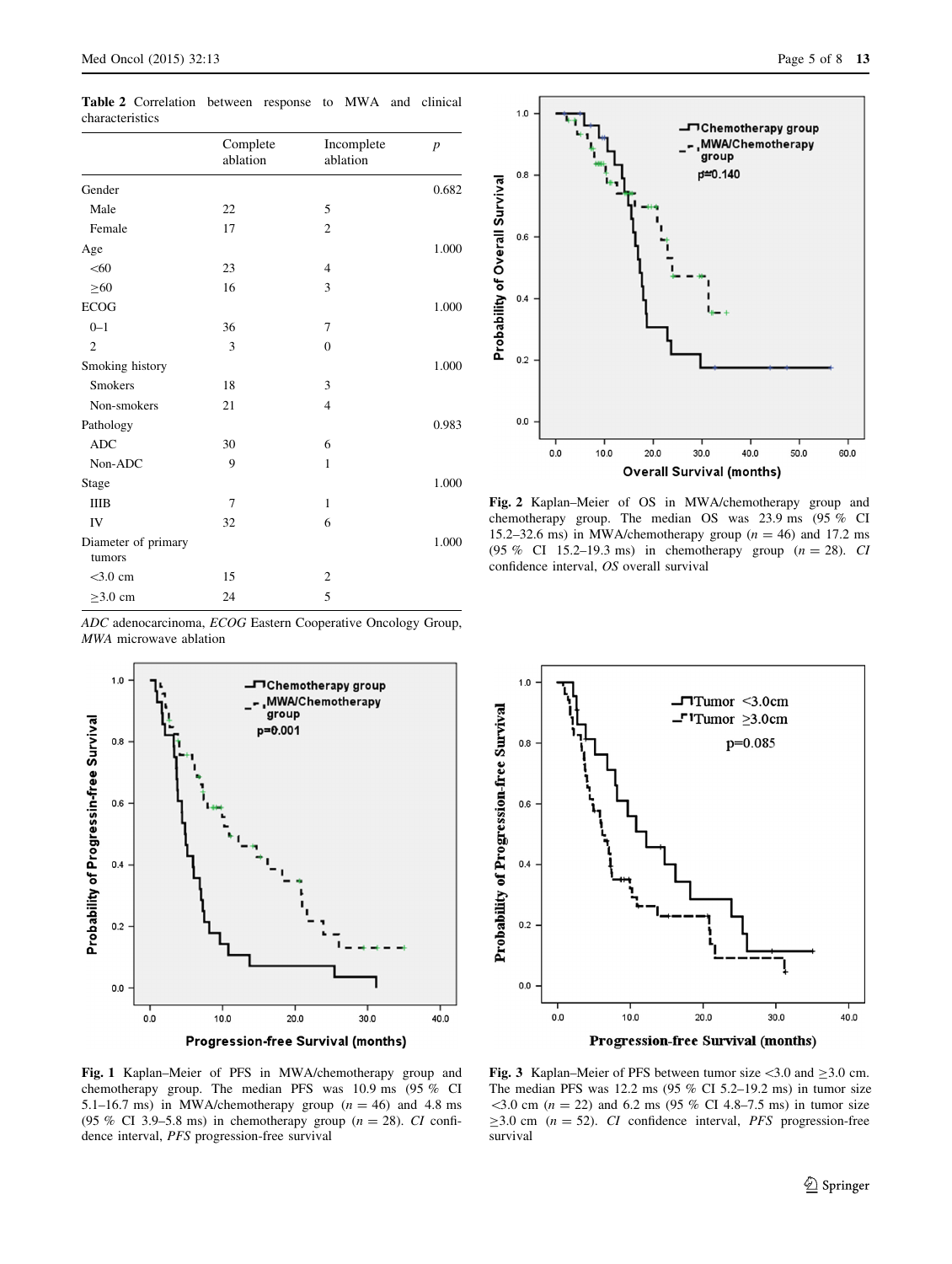**Table 2** Correlation between response to MWA and clinical characteristics

| | Complete ablation | Incomplete ablation | *p* |
|---|---|---|---|
| Gender | | | 0.682 |
| Male | 22 | 5 | |
| Female | 17 | 2 | |
| Age | | | 1.000 |
| <60 | 23 | 4 | |
| ≥60 | 16 | 3 | |
| ECOG | | | 1.000 |
| 0–1 | 36 | 7 | |
| 2 | 3 | 0 | |
| Smoking history | | | 1.000 |
| Smokers | 18 | 3 | |
| Non-smokers | 21 | 4 | |
| Pathology | | | 0.983 |
| ADC | 30 | 6 | |
| Non-ADC | 9 | 1 | |
| Stage | | | 1.000 |
| IIIB | 7 | 1 | |
| IV | 32 | 6 | |
| Diameter of primary tumors | | | 1.000 |
| <3.0 cm | 15 | 2 | |
| ≥3.0 cm | 24 | 5 | |

*ADC* adenocarcinoma, *ECOG* Eastern Cooperative Oncology Group, *MWA* microwave ablation

**Fig. 2** Kaplan–Meier of OS in MWA/chemotherapy group and chemotherapy group. The median OS was 23.9 ms (95 % CI 15.2–32.6 ms) in MWA/chemotherapy group ($n = 46$) and 17.2 ms (95 % CI 15.2–19.3 ms) in chemotherapy group ($n = 28$). *CI* confidence interval, *OS* overall survival

**Fig. 1** Kaplan–Meier of PFS in MWA/chemotherapy group and chemotherapy group. The median PFS was 10.9 ms (95 % CI 5.1–16.7 ms) in MWA/chemotherapy group ($n = 46$) and 4.8 ms (95 % CI 3.9–5.8 ms) in chemotherapy group ($n = 28$). *CI* confidence interval, *PFS* progression-free survival

**Fig. 3** Kaplan–Meier of PFS between tumor size <3.0 and ≥3.0 cm. The median PFS was 12.2 ms (95 % CI 5.2–19.2 ms) in tumor size <3.0 cm ($n = 22$) and 6.2 ms (95 % CI 4.8–7.5 ms) in tumor size ≥3.0 cm ($n = 52$). *CI* confidence interval, *PFS* progression-free survival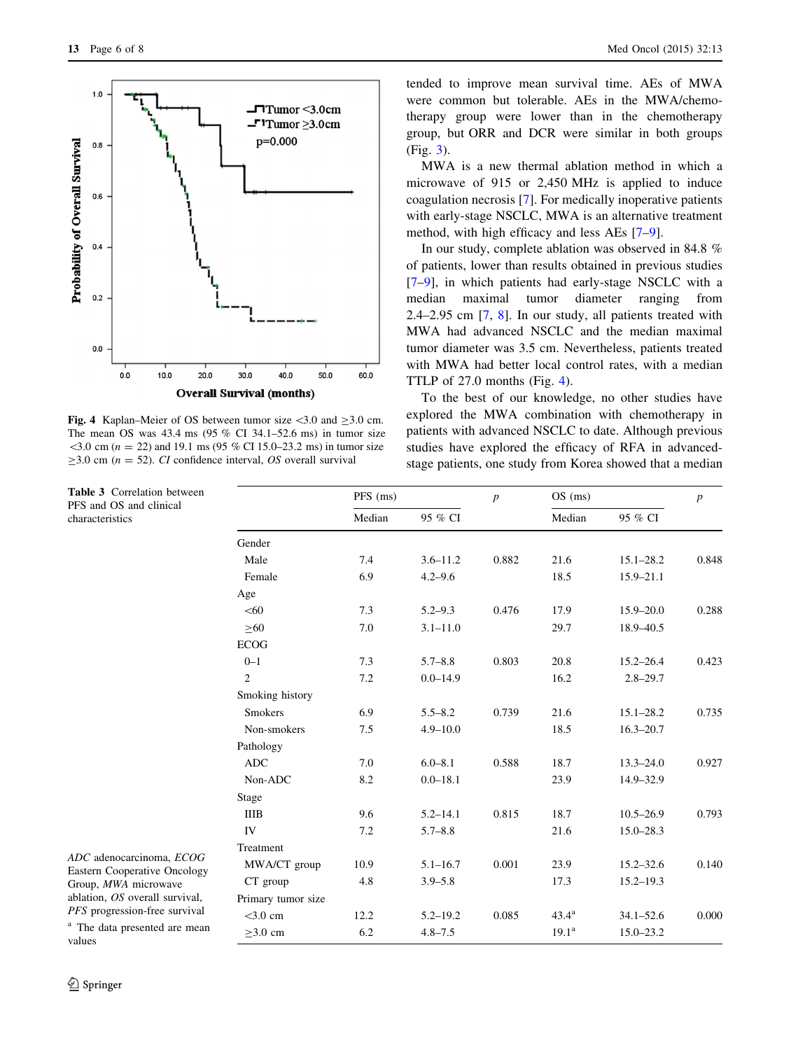**Fig. 4** Kaplan–Meier of OS between tumor size <3.0 and ≥3.0 cm. The mean OS was 43.4 ms (95 % CI 34.1–52.6 ms) in tumor size <3.0 cm (n = 22) and 19.1 ms (95 % CI 15.0–23.2 ms) in tumor size ≥3.0 cm (n = 52). *CI* confidence interval, *OS* overall survival

tended to improve mean survival time. AEs of MWA were common but tolerable. AEs in the MWA/chemotherapy group were lower than in the chemotherapy group, but ORR and DCR were similar in both groups (Fig. 3).

MWA is a new thermal ablation method in which a microwave of 915 or 2,450 MHz is applied to induce coagulation necrosis [7]. For medically inoperative patients with early-stage NSCLC, MWA is an alternative treatment method, with high efficacy and less AEs [7–9].

In our study, complete ablation was observed in 84.8 % of patients, lower than results obtained in previous studies [7–9], in which patients had early-stage NSCLC with a median maximal tumor diameter ranging from 2.4–2.95 cm [7, 8]. In our study, all patients treated with MWA had advanced NSCLC and the median maximal tumor diameter was 3.5 cm. Nevertheless, patients treated with MWA had better local control rates, with a median TTLP of 27.0 months (Fig. 4).

To the best of our knowledge, no other studies have explored the MWA combination with chemotherapy in patients with advanced NSCLC to date. Although previous studies have explored the efficacy of RFA in advanced-stage patients, one study from Korea showed that a median

**Table 3** Correlation between PFS and OS and clinical characteristics

| | PFS (ms) | | p | OS (ms) | | p |
|---|---|---|---|---|---|---|
| | Median | 95 % CI | | Median | 95 % CI | |
| Gender | | | | | | |
| Male | 7.4 | 3.6–11.2 | 0.882 | 21.6 | 15.1–28.2 | 0.848 |
| Female | 6.9 | 4.2–9.6 | | 18.5 | 15.9–21.1 | |
| Age | | | | | | |
| <60 | 7.3 | 5.2–9.3 | 0.476 | 17.9 | 15.9–20.0 | 0.288 |
| ≥60 | 7.0 | 3.1–11.0 | | 29.7 | 18.9–40.5 | |
| ECOG | | | | | | |
| 0–1 | 7.3 | 5.7–8.8 | 0.803 | 20.8 | 15.2–26.4 | 0.423 |
| 2 | 7.2 | 0.0–14.9 | | 16.2 | 2.8–29.7 | |
| Smoking history | | | | | | |
| Smokers | 6.9 | 5.5–8.2 | 0.739 | 21.6 | 15.1–28.2 | 0.735 |
| Non-smokers | 7.5 | 4.9–10.0 | | 18.5 | 16.3–20.7 | |
| Pathology | | | | | | |
| ADC | 7.0 | 6.0–8.1 | 0.588 | 18.7 | 13.3–24.0 | 0.927 |
| Non-ADC | 8.2 | 0.0–18.1 | | 23.9 | 14.9–32.9 | |
| Stage | | | | | | |
| IIIB | 9.6 | 5.2–14.1 | 0.815 | 18.7 | 10.5–26.9 | 0.793 |
| IV | 7.2 | 5.7–8.8 | | 21.6 | 15.0–28.3 | |
| Treatment | | | | | | |
| MWA/CT group | 10.9 | 5.1–16.7 | 0.001 | 23.9 | 15.2–32.6 | 0.140 |
| CT group | 4.8 | 3.9–5.8 | | 17.3 | 15.2–19.3 | |
| Primary tumor size | | | | | | |
| <3.0 cm | 12.2 | 5.2–19.2 | 0.085 | 43.4[a] | 34.1–52.6 | 0.000 |
| ≥3.0 cm | 6.2 | 4.8–7.5 | | 19.1[a] | 15.0–23.2 | |

*ADC* adenocarcinoma, *ECOG* Eastern Cooperative Oncology Group, *MWA* microwave ablation, *OS* overall survival, *PFS* progression-free survival

[a] The data presented are mean values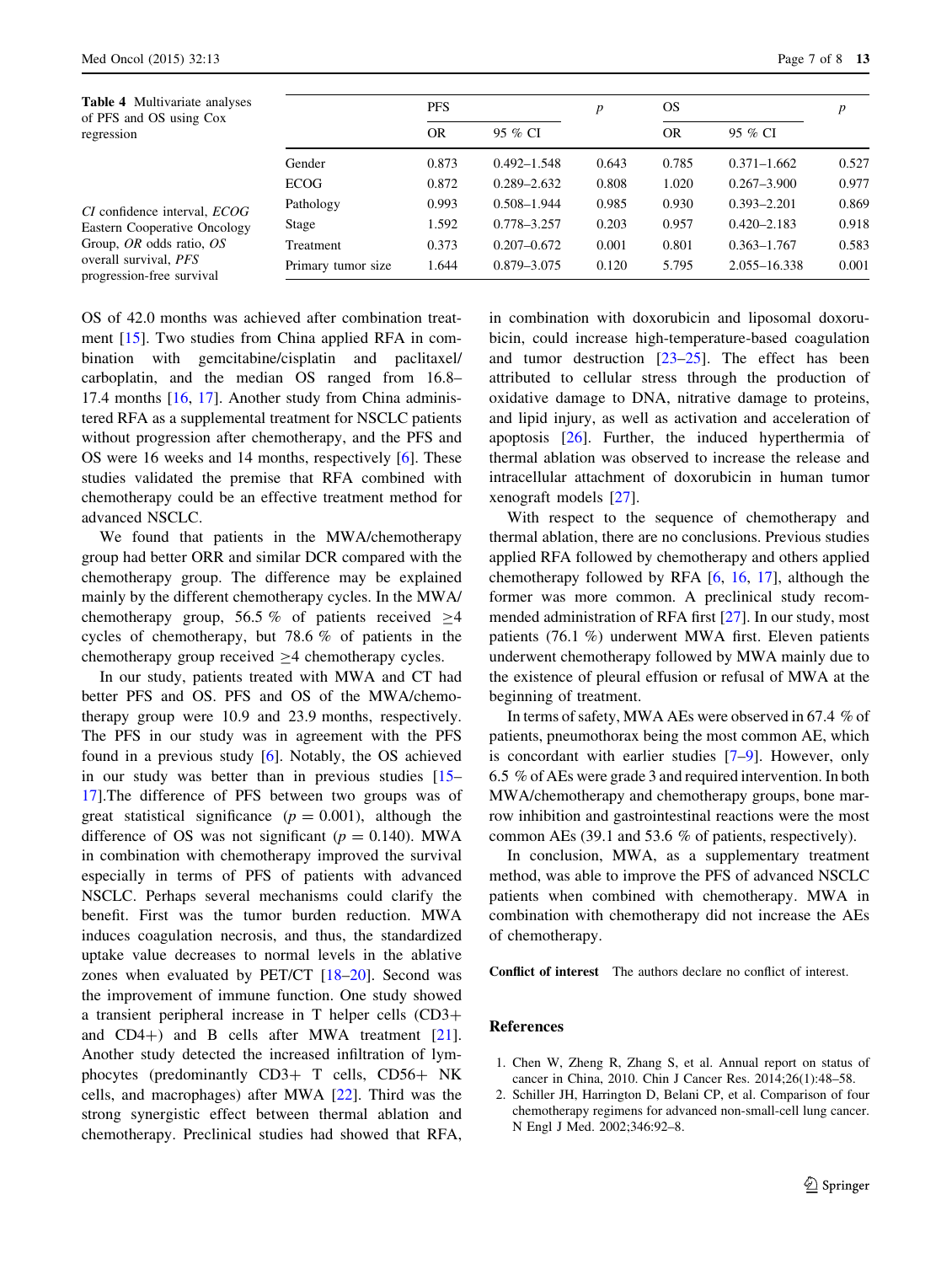**Table 4** Multivariate analyses of PFS and OS using Cox regression

| | PFS | | *p* | OS | | *p* |
|---|---|---|---|---|---|---|
| | OR | 95 % CI | | OR | 95 % CI | |
| Gender | 0.873 | 0.492–1.548 | 0.643 | 0.785 | 0.371–1.662 | 0.527 |
| ECOG | 0.872 | 0.289–2.632 | 0.808 | 1.020 | 0.267–3.900 | 0.977 |
| Pathology | 0.993 | 0.508–1.944 | 0.985 | 0.930 | 0.393–2.201 | 0.869 |
| Stage | 1.592 | 0.778–3.257 | 0.203 | 0.957 | 0.420–2.183 | 0.918 |
| Treatment | 0.373 | 0.207–0.672 | 0.001 | 0.801 | 0.363–1.767 | 0.583 |
| Primary tumor size | 1.644 | 0.879–3.075 | 0.120 | 5.795 | 2.055–16.338 | 0.001 |

*CI* confidence interval, *ECOG* Eastern Cooperative Oncology Group, *OR* odds ratio, *OS* overall survival, *PFS* progression-free survival

OS of 42.0 months was achieved after combination treatment [15]. Two studies from China applied RFA in combination with gemcitabine/cisplatin and paclitaxel/carboplatin, and the median OS ranged from 16.8–17.4 months [16, 17]. Another study from China administered RFA as a supplemental treatment for NSCLC patients without progression after chemotherapy, and the PFS and OS were 16 weeks and 14 months, respectively [6]. These studies validated the premise that RFA combined with chemotherapy could be an effective treatment method for advanced NSCLC.

We found that patients in the MWA/chemotherapy group had better ORR and similar DCR compared with the chemotherapy group. The difference may be explained mainly by the different chemotherapy cycles. In the MWA/chemotherapy group, 56.5 % of patients received ≥4 cycles of chemotherapy, but 78.6 % of patients in the chemotherapy group received ≥4 chemotherapy cycles.

In our study, patients treated with MWA and CT had better PFS and OS. PFS and OS of the MWA/chemotherapy group were 10.9 and 23.9 months, respectively. The PFS in our study was in agreement with the PFS found in a previous study [6]. Notably, the OS achieved in our study was better than in previous studies [15–17].The difference of PFS between two groups was of great statistical significance ($p = 0.001$), although the difference of OS was not significant ($p = 0.140$). MWA in combination with chemotherapy improved the survival especially in terms of PFS of patients with advanced NSCLC. Perhaps several mechanisms could clarify the benefit. First was the tumor burden reduction. MWA induces coagulation necrosis, and thus, the standardized uptake value decreases to normal levels in the ablative zones when evaluated by PET/CT [18–20]. Second was the improvement of immune function. One study showed a transient peripheral increase in T helper cells (CD3+ and CD4+) and B cells after MWA treatment [21]. Another study detected the increased infiltration of lymphocytes (predominantly CD3+ T cells, CD56+ NK cells, and macrophages) after MWA [22]. Third was the strong synergistic effect between thermal ablation and chemotherapy. Preclinical studies had showed that RFA, in combination with doxorubicin and liposomal doxorubicin, could increase high-temperature-based coagulation and tumor destruction [23–25]. The effect has been attributed to cellular stress through the production of oxidative damage to DNA, nitrative damage to proteins, and lipid injury, as well as activation and acceleration of apoptosis [26]. Further, the induced hyperthermia of thermal ablation was observed to increase the release and intracellular attachment of doxorubicin in human tumor xenograft models [27].

With respect to the sequence of chemotherapy and thermal ablation, there are no conclusions. Previous studies applied RFA followed by chemotherapy and others applied chemotherapy followed by RFA [6, 16, 17], although the former was more common. A preclinical study recommended administration of RFA first [27]. In our study, most patients (76.1 %) underwent MWA first. Eleven patients underwent chemotherapy followed by MWA mainly due to the existence of pleural effusion or refusal of MWA at the beginning of treatment.

In terms of safety, MWA AEs were observed in 67.4 % of patients, pneumothorax being the most common AE, which is concordant with earlier studies [7–9]. However, only 6.5 % of AEs were grade 3 and required intervention. In both MWA/chemotherapy and chemotherapy groups, bone marrow inhibition and gastrointestinal reactions were the most common AEs (39.1 and 53.6 % of patients, respectively).

In conclusion, MWA, as a supplementary treatment method, was able to improve the PFS of advanced NSCLC patients when combined with chemotherapy. MWA in combination with chemotherapy did not increase the AEs of chemotherapy.

**Conflict of interest** The authors declare no conflict of interest.

## References

1. Chen W, Zheng R, Zhang S, et al. Annual report on status of cancer in China, 2010. Chin J Cancer Res. 2014;26(1):48–58.
2. Schiller JH, Harrington D, Belani CP, et al. Comparison of four chemotherapy regimens for advanced non-small-cell lung cancer. N Engl J Med. 2002;346:92–8.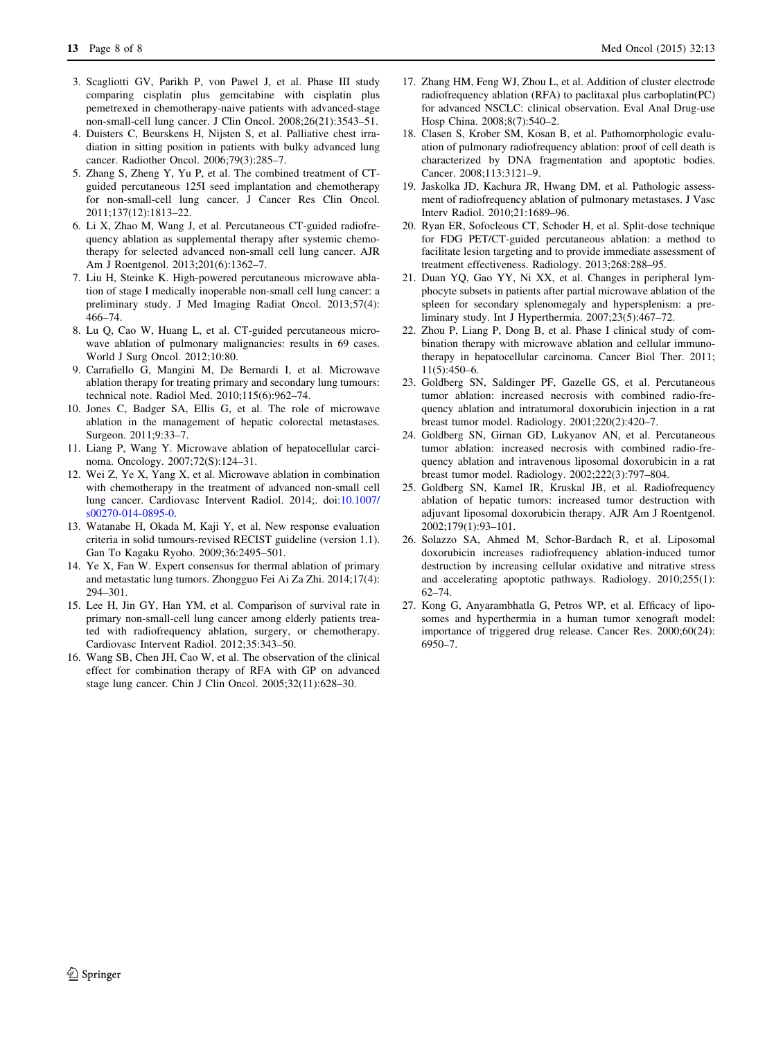3. Scagliotti GV, Parikh P, von Pawel J, et al. Phase III study comparing cisplatin plus gemcitabine with cisplatin plus pemetrexed in chemotherapy-naive patients with advanced-stage non-small-cell lung cancer. J Clin Oncol. 2008;26(21):3543–51.
4. Duisters C, Beurskens H, Nijsten S, et al. Palliative chest irradiation in sitting position in patients with bulky advanced lung cancer. Radiother Oncol. 2006;79(3):285–7.
5. Zhang S, Zheng Y, Yu P, et al. The combined treatment of CT-guided percutaneous 125I seed implantation and chemotherapy for non-small-cell lung cancer. J Cancer Res Clin Oncol. 2011;137(12):1813–22.
6. Li X, Zhao M, Wang J, et al. Percutaneous CT-guided radiofrequency ablation as supplemental therapy after systemic chemotherapy for selected advanced non-small cell lung cancer. AJR Am J Roentgenol. 2013;201(6):1362–7.
7. Liu H, Steinke K. High-powered percutaneous microwave ablation of stage I medically inoperable non-small cell lung cancer: a preliminary study. J Med Imaging Radiat Oncol. 2013;57(4):466–74.
8. Lu Q, Cao W, Huang L, et al. CT-guided percutaneous microwave ablation of pulmonary malignancies: results in 69 cases. World J Surg Oncol. 2012;10:80.
9. Carrafiello G, Mangini M, De Bernardi I, et al. Microwave ablation therapy for treating primary and secondary lung tumours: technical note. Radiol Med. 2010;115(6):962–74.
10. Jones C, Badger SA, Ellis G, et al. The role of microwave ablation in the management of hepatic colorectal metastases. Surgeon. 2011;9:33–7.
11. Liang P, Wang Y. Microwave ablation of hepatocellular carcinoma. Oncology. 2007;72(S):124–31.
12. Wei Z, Ye X, Yang X, et al. Microwave ablation in combination with chemotherapy in the treatment of advanced non-small cell lung cancer. Cardiovasc Intervent Radiol. 2014;. doi:10.1007/s00270-014-0895-0.
13. Watanabe H, Okada M, Kaji Y, et al. New response evaluation criteria in solid tumours-revised RECIST guideline (version 1.1). Gan To Kagaku Ryoho. 2009;36:2495–501.
14. Ye X, Fan W. Expert consensus for thermal ablation of primary and metastatic lung tumors. Zhongguo Fei Ai Za Zhi. 2014;17(4):294–301.
15. Lee H, Jin GY, Han YM, et al. Comparison of survival rate in primary non-small-cell lung cancer among elderly patients treated with radiofrequency ablation, surgery, or chemotherapy. Cardiovasc Intervent Radiol. 2012;35:343–50.
16. Wang SB, Chen JH, Cao W, et al. The observation of the clinical effect for combination therapy of RFA with GP on advanced stage lung cancer. Chin J Clin Oncol. 2005;32(11):628–30.
17. Zhang HM, Feng WJ, Zhou L, et al. Addition of cluster electrode radiofrequency ablation (RFA) to paclitaxal plus carboplatin(PC) for advanced NSCLC: clinical observation. Eval Anal Drug-use Hosp China. 2008;8(7):540–2.
18. Clasen S, Krober SM, Kosan B, et al. Pathomorphologic evaluation of pulmonary radiofrequency ablation: proof of cell death is characterized by DNA fragmentation and apoptotic bodies. Cancer. 2008;113:3121–9.
19. Jaskolka JD, Kachura JR, Hwang DM, et al. Pathologic assessment of radiofrequency ablation of pulmonary metastases. J Vasc Interv Radiol. 2010;21:1689–96.
20. Ryan ER, Sofocleous CT, Schoder H, et al. Split-dose technique for FDG PET/CT-guided percutaneous ablation: a method to facilitate lesion targeting and to provide immediate assessment of treatment effectiveness. Radiology. 2013;268:288–95.
21. Duan YQ, Gao YY, Ni XX, et al. Changes in peripheral lymphocyte subsets in patients after partial microwave ablation of the spleen for secondary splenomegaly and hypersplenism: a preliminary study. Int J Hyperthermia. 2007;23(5):467–72.
22. Zhou P, Liang P, Dong B, et al. Phase I clinical study of combination therapy with microwave ablation and cellular immunotherapy in hepatocellular carcinoma. Cancer Biol Ther. 2011;11(5):450–6.
23. Goldberg SN, Saldinger PF, Gazelle GS, et al. Percutaneous tumor ablation: increased necrosis with combined radio-frequency ablation and intratumoral doxorubicin injection in a rat breast tumor model. Radiology. 2001;220(2):420–7.
24. Goldberg SN, Girnan GD, Lukyanov AN, et al. Percutaneous tumor ablation: increased necrosis with combined radio-frequency ablation and intravenous liposomal doxorubicin in a rat breast tumor model. Radiology. 2002;222(3):797–804.
25. Goldberg SN, Kamel IR, Kruskal JB, et al. Radiofrequency ablation of hepatic tumors: increased tumor destruction with adjuvant liposomal doxorubicin therapy. AJR Am J Roentgenol. 2002;179(1):93–101.
26. Solazzo SA, Ahmed M, Schor-Bardach R, et al. Liposomal doxorubicin increases radiofrequency ablation-induced tumor destruction by increasing cellular oxidative and nitrative stress and accelerating apoptotic pathways. Radiology. 2010;255(1):62–74.
27. Kong G, Anyarambhatla G, Petros WP, et al. Efficacy of liposomes and hyperthermia in a human tumor xenograft model: importance of triggered drug release. Cancer Res. 2000;60(24):6950–7.